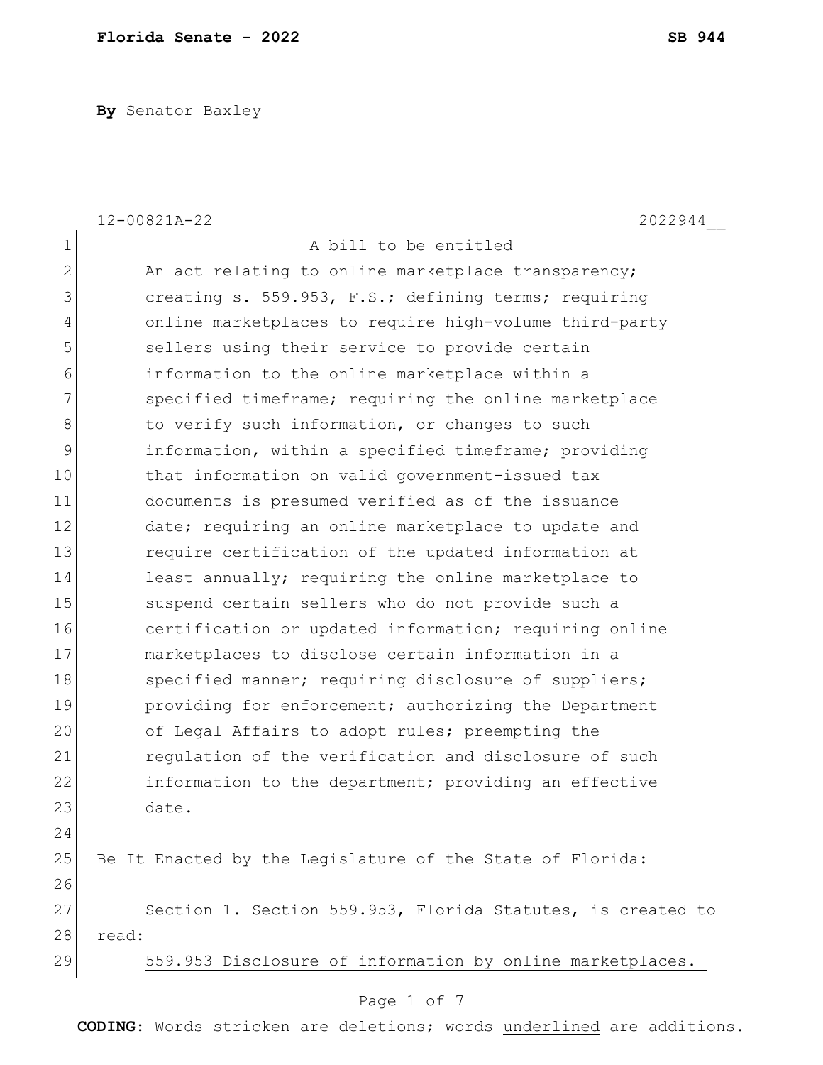**Florida Senate - 2022** **SB 944**

**By** Senator Baxley

12-00821A-22 2022944__

A bill to be entitled

An act relating to online marketplace transparency; creating s. 559.953, F.S.; defining terms; requiring online marketplaces to require high-volume third-party sellers using their service to provide certain information to the online marketplace within a specified timeframe; requiring the online marketplace to verify such information, or changes to such information, within a specified timeframe; providing that information on valid government-issued tax documents is presumed verified as of the issuance date; requiring an online marketplace to update and require certification of the updated information at least annually; requiring the online marketplace to suspend certain sellers who do not provide such a certification or updated information; requiring online marketplaces to disclose certain information in a specified manner; requiring disclosure of suppliers; providing for enforcement; authorizing the Department of Legal Affairs to adopt rules; preempting the regulation of the verification and disclosure of such information to the department; providing an effective date.

Be It Enacted by the Legislature of the State of Florida:

Section 1. Section 559.953, Florida Statutes, is created to read:

<u>559.953 Disclosure of information by online marketplaces.—</u>

**CODING:** Words ~~stricken~~ are deletions; words <u>underlined</u> are additions.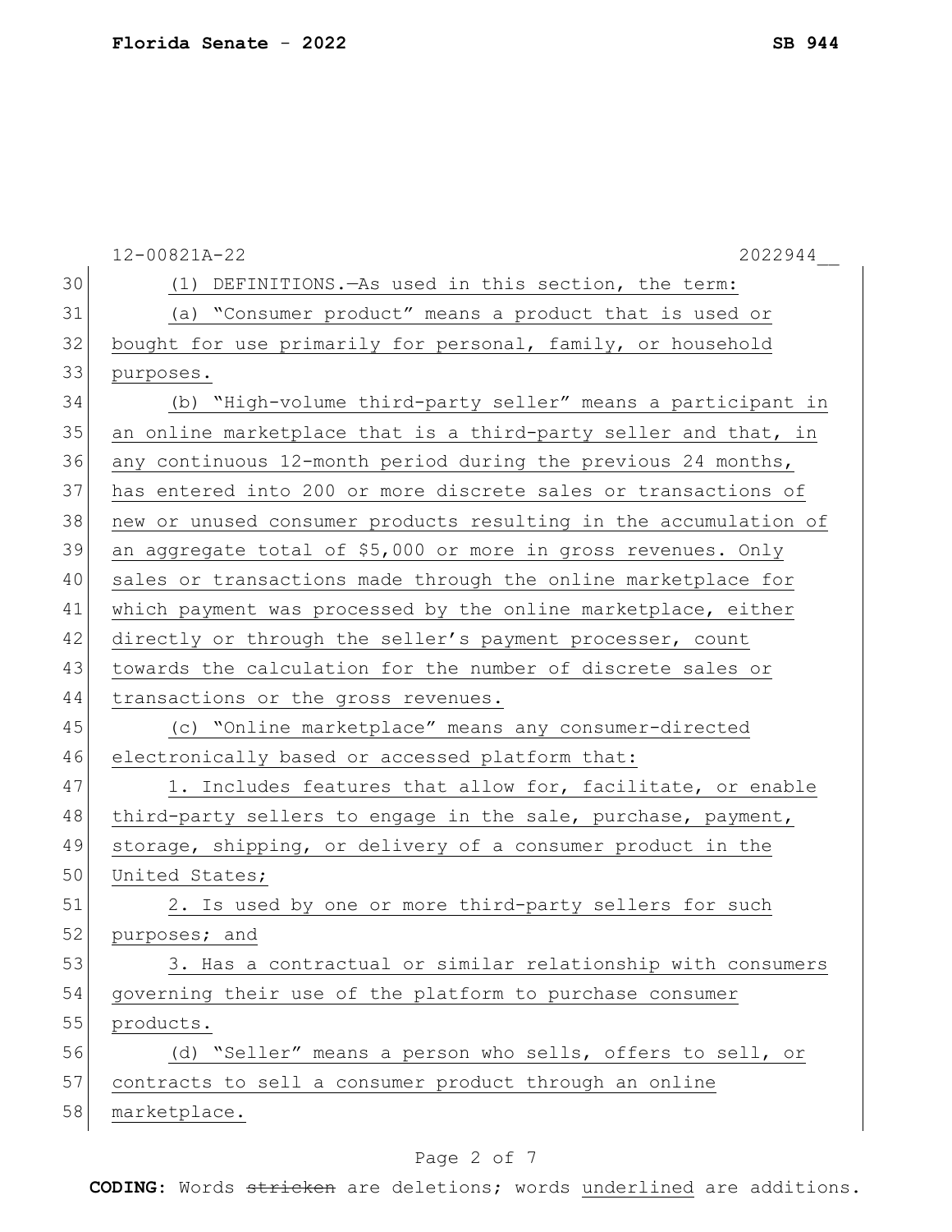(1) DEFINITIONS.—As used in this section, the term:

(a) "Consumer product" means a product that is used or bought for use primarily for personal, family, or household purposes.

(b) "High-volume third-party seller" means a participant in an online marketplace that is a third-party seller and that, in any continuous 12-month period during the previous 24 months, has entered into 200 or more discrete sales or transactions of new or unused consumer products resulting in the accumulation of an aggregate total of $5,000 or more in gross revenues. Only sales or transactions made through the online marketplace for which payment was processed by the online marketplace, either directly or through the seller's payment processer, count towards the calculation for the number of discrete sales or transactions or the gross revenues.

(c) "Online marketplace" means any consumer-directed electronically based or accessed platform that:

1. Includes features that allow for, facilitate, or enable third-party sellers to engage in the sale, purchase, payment, storage, shipping, or delivery of a consumer product in the United States;

2. Is used by one or more third-party sellers for such purposes; and

3. Has a contractual or similar relationship with consumers governing their use of the platform to purchase consumer products.

(d) "Seller" means a person who sells, offers to sell, or contracts to sell a consumer product through an online marketplace.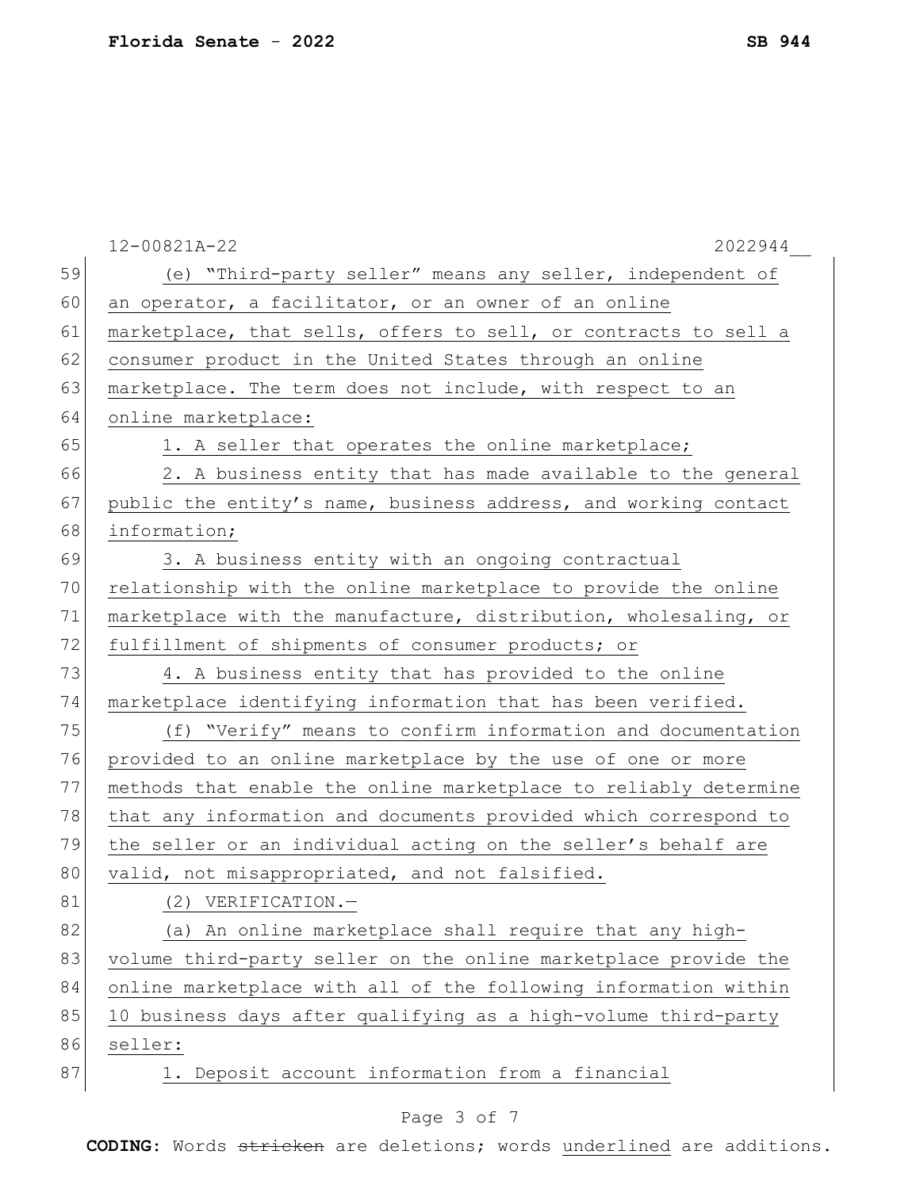(e) "Third-party seller" means any seller, independent of an operator, a facilitator, or an owner of an online marketplace, that sells, offers to sell, or contracts to sell a consumer product in the United States through an online marketplace. The term does not include, with respect to an online marketplace:

1. A seller that operates the online marketplace;

2. A business entity that has made available to the general public the entity's name, business address, and working contact information;

3. A business entity with an ongoing contractual relationship with the online marketplace to provide the online marketplace with the manufacture, distribution, wholesaling, or fulfillment of shipments of consumer products; or

4. A business entity that has provided to the online marketplace identifying information that has been verified.

(f) "Verify" means to confirm information and documentation provided to an online marketplace by the use of one or more methods that enable the online marketplace to reliably determine that any information and documents provided which correspond to the seller or an individual acting on the seller's behalf are valid, not misappropriated, and not falsified.

(2) VERIFICATION.—

(a) An online marketplace shall require that any high-volume third-party seller on the online marketplace provide the online marketplace with all of the following information within 10 business days after qualifying as a high-volume third-party seller:

1. Deposit account information from a financial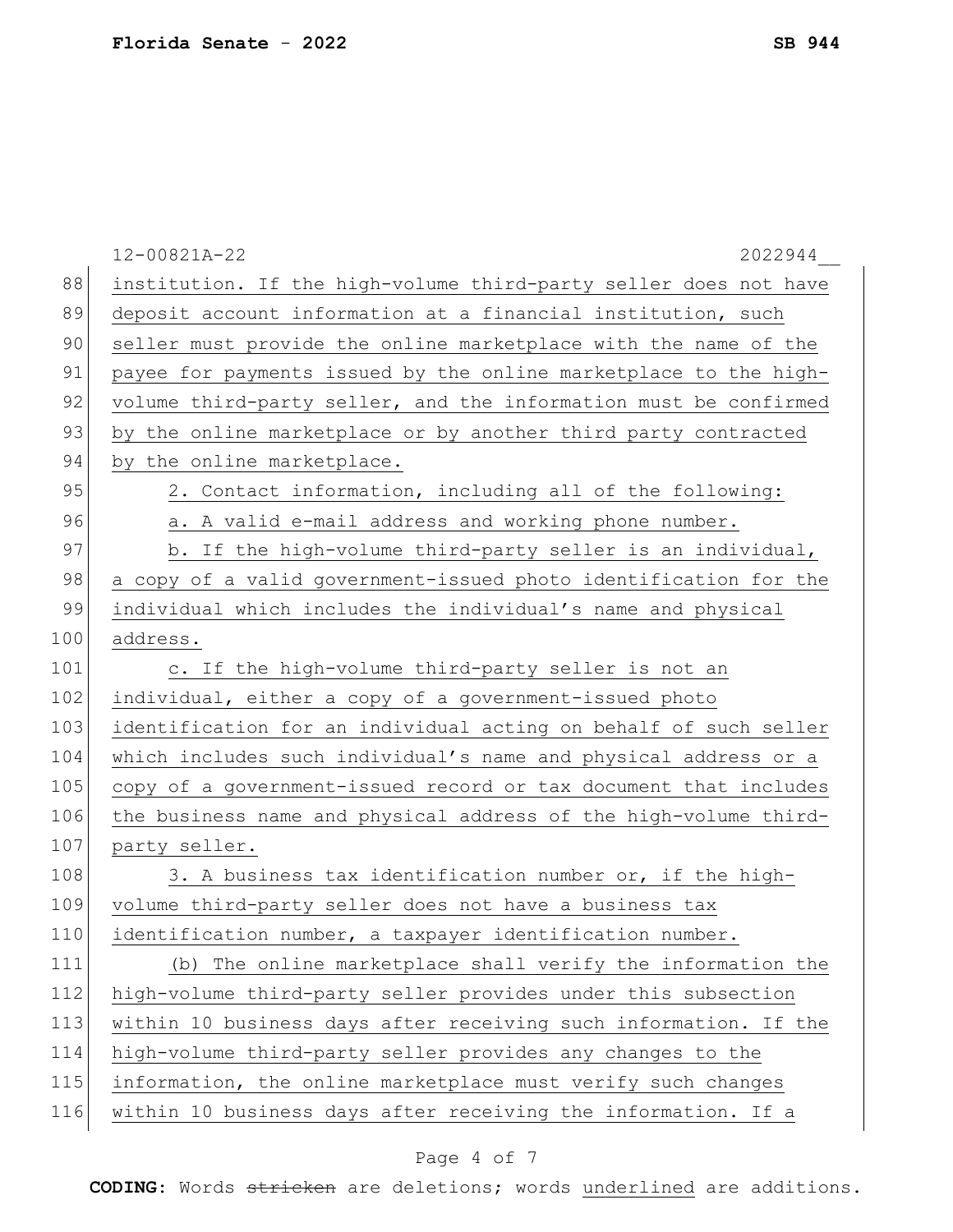institution. If the high-volume third-party seller does not have deposit account information at a financial institution, such seller must provide the online marketplace with the name of the payee for payments issued by the online marketplace to the high-volume third-party seller, and the information must be confirmed by the online marketplace or by another third party contracted by the online marketplace.

2. Contact information, including all of the following:

a. A valid e-mail address and working phone number.

b. If the high-volume third-party seller is an individual, a copy of a valid government-issued photo identification for the individual which includes the individual's name and physical address.

c. If the high-volume third-party seller is not an individual, either a copy of a government-issued photo identification for an individual acting on behalf of such seller which includes such individual's name and physical address or a copy of a government-issued record or tax document that includes the business name and physical address of the high-volume third-party seller.

3. A business tax identification number or, if the high-volume third-party seller does not have a business tax identification number, a taxpayer identification number.

(b) The online marketplace shall verify the information the high-volume third-party seller provides under this subsection within 10 business days after receiving such information. If the high-volume third-party seller provides any changes to the information, the online marketplace must verify such changes within 10 business days after receiving the information. If a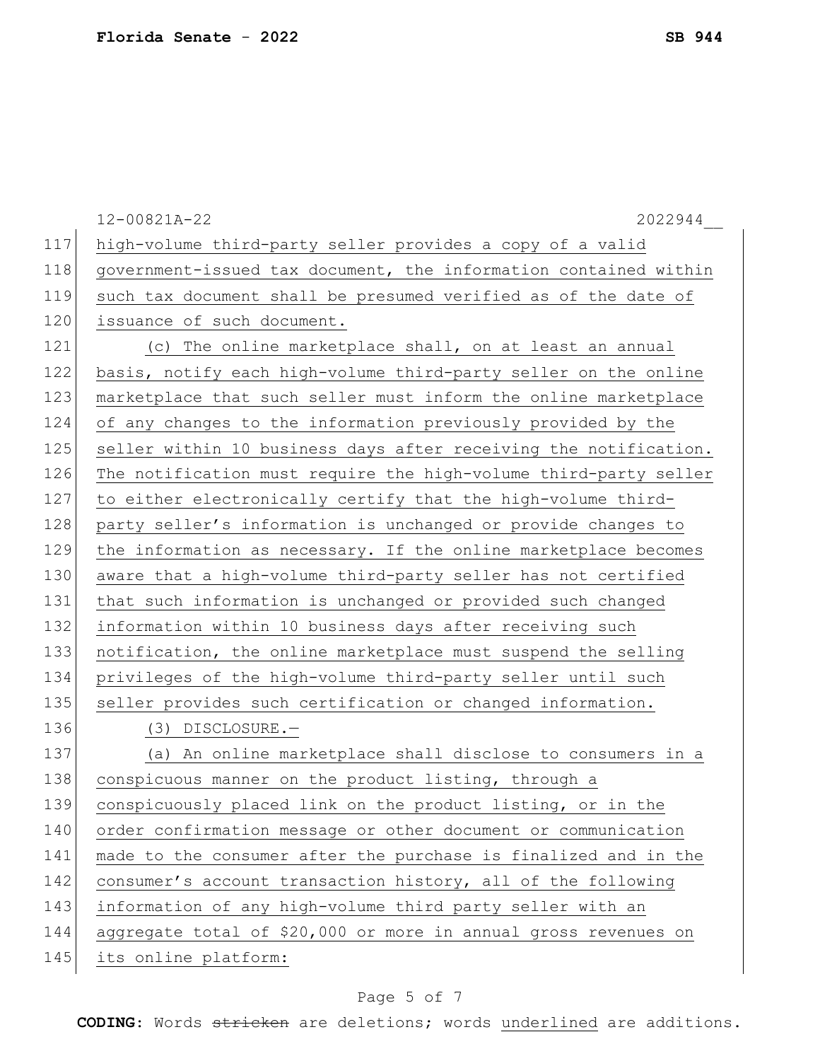high-volume third-party seller provides a copy of a valid government-issued tax document, the information contained within such tax document shall be presumed verified as of the date of issuance of such document.

(c) The online marketplace shall, on at least an annual basis, notify each high-volume third-party seller on the online marketplace that such seller must inform the online marketplace of any changes to the information previously provided by the seller within 10 business days after receiving the notification. The notification must require the high-volume third-party seller to either electronically certify that the high-volume third-party seller's information is unchanged or provide changes to the information as necessary. If the online marketplace becomes aware that a high-volume third-party seller has not certified that such information is unchanged or provided such changed information within 10 business days after receiving such notification, the online marketplace must suspend the selling privileges of the high-volume third-party seller until such seller provides such certification or changed information.

(3) DISCLOSURE.—

(a) An online marketplace shall disclose to consumers in a conspicuous manner on the product listing, through a conspicuously placed link on the product listing, or in the order confirmation message or other document or communication made to the consumer after the purchase is finalized and in the consumer's account transaction history, all of the following information of any high-volume third party seller with an aggregate total of $20,000 or more in annual gross revenues on its online platform: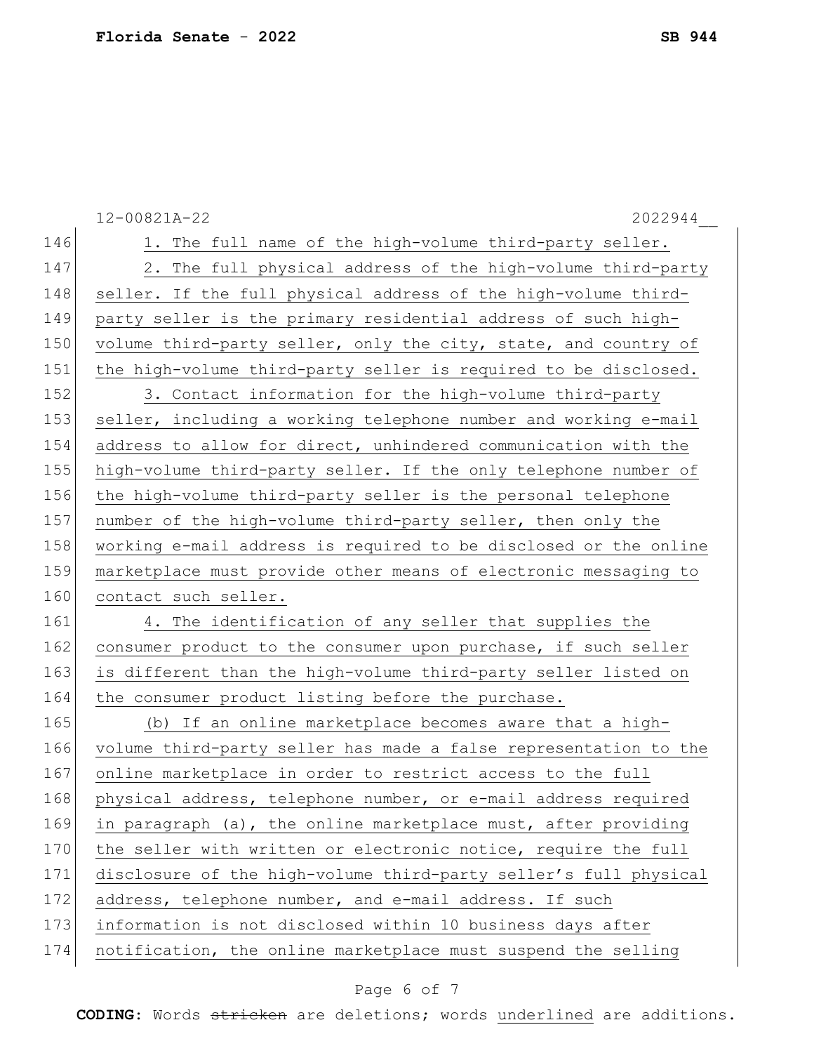1. The full name of the high-volume third-party seller.

2. The full physical address of the high-volume third-party seller. If the full physical address of the high-volume third-party seller is the primary residential address of such high-volume third-party seller, only the city, state, and country of the high-volume third-party seller is required to be disclosed.

3. Contact information for the high-volume third-party seller, including a working telephone number and working e-mail address to allow for direct, unhindered communication with the high-volume third-party seller. If the only telephone number of the high-volume third-party seller is the personal telephone number of the high-volume third-party seller, then only the working e-mail address is required to be disclosed or the online marketplace must provide other means of electronic messaging to contact such seller.

4. The identification of any seller that supplies the consumer product to the consumer upon purchase, if such seller is different than the high-volume third-party seller listed on the consumer product listing before the purchase.

(b) If an online marketplace becomes aware that a high-volume third-party seller has made a false representation to the online marketplace in order to restrict access to the full physical address, telephone number, or e-mail address required in paragraph (a), the online marketplace must, after providing the seller with written or electronic notice, require the full disclosure of the high-volume third-party seller's full physical address, telephone number, and e-mail address. If such information is not disclosed within 10 business days after notification, the online marketplace must suspend the selling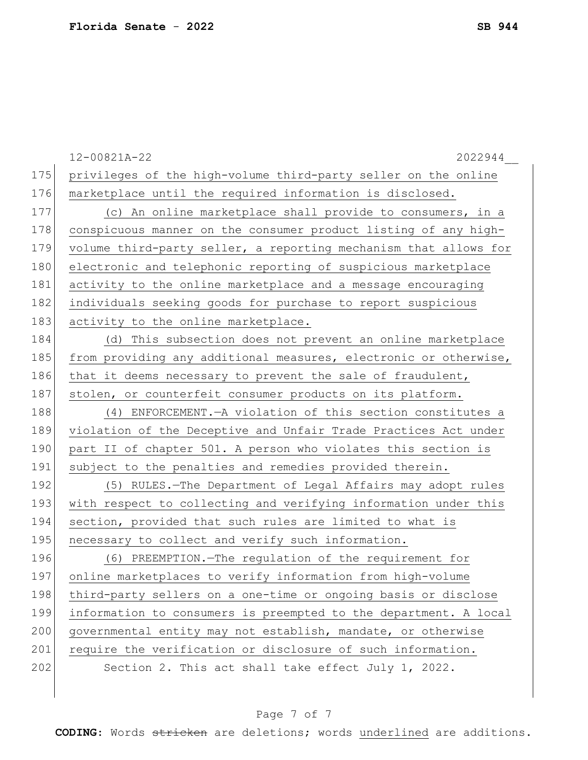privileges of the high-volume third-party seller on the online marketplace until the required information is disclosed.

(c) An online marketplace shall provide to consumers, in a conspicuous manner on the consumer product listing of any high-volume third-party seller, a reporting mechanism that allows for electronic and telephonic reporting of suspicious marketplace activity to the online marketplace and a message encouraging individuals seeking goods for purchase to report suspicious activity to the online marketplace.

(d) This subsection does not prevent an online marketplace from providing any additional measures, electronic or otherwise, that it deems necessary to prevent the sale of fraudulent, stolen, or counterfeit consumer products on its platform.

(4) ENFORCEMENT.—A violation of this section constitutes a violation of the Deceptive and Unfair Trade Practices Act under part II of chapter 501. A person who violates this section is subject to the penalties and remedies provided therein.

(5) RULES.—The Department of Legal Affairs may adopt rules with respect to collecting and verifying information under this section, provided that such rules are limited to what is necessary to collect and verify such information.

(6) PREEMPTION.—The regulation of the requirement for online marketplaces to verify information from high-volume third-party sellers on a one-time or ongoing basis or disclose information to consumers is preempted to the department. A local governmental entity may not establish, mandate, or otherwise require the verification or disclosure of such information.

Section 2. This act shall take effect July 1, 2022.